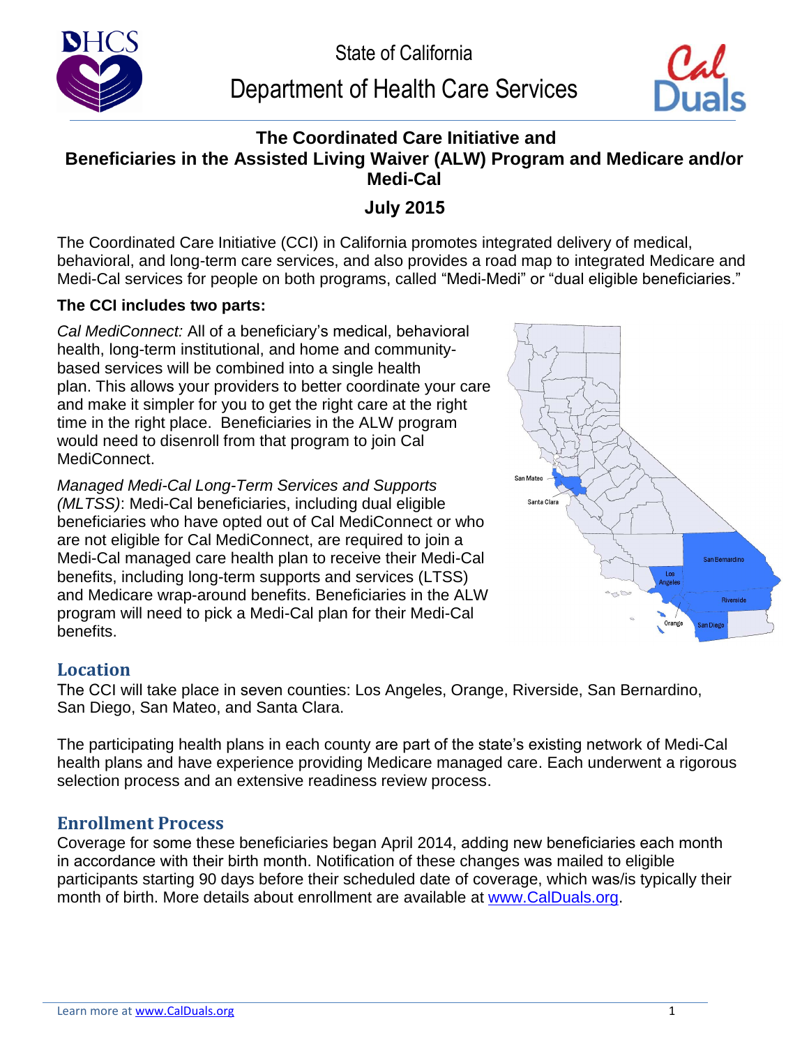State of California

Department of Health Care Services

# The Coordinated Care Initiative and Beneficiaries in the Assisted Living Waiver (ALW) Program and Medicare and/or Medi-Cal

## July 2015

The Coordinated Care Initiative (CCI) in California promotes integrated delivery of medical, behavioral, and long-term care services, and also provides a road map to integrated Medicare and Medi-Cal services for people on both programs, called "Medi-Medi" or "dual eligible beneficiaries."

**The CCI includes two parts:**

*Cal MediConnect:* All of a beneficiary's medical, behavioral health, long-term institutional, and home and community-based services will be combined into a single health plan. This allows your providers to better coordinate your care and make it simpler for you to get the right care at the right time in the right place. Beneficiaries in the ALW program would need to disenroll from that program to join Cal MediConnect.

*Managed Medi-Cal Long-Term Services and Supports (MLTSS)*: Medi-Cal beneficiaries, including dual eligible beneficiaries who have opted out of Cal MediConnect or who are not eligible for Cal MediConnect, are required to join a Medi-Cal managed care health plan to receive their Medi-Cal benefits, including long-term supports and services (LTSS) and Medicare wrap-around benefits. Beneficiaries in the ALW program will need to pick a Medi-Cal plan for their Medi-Cal benefits.

## Location

The CCI will take place in seven counties: Los Angeles, Orange, Riverside, San Bernardino, San Diego, San Mateo, and Santa Clara.

The participating health plans in each county are part of the state's existing network of Medi-Cal health plans and have experience providing Medicare managed care. Each underwent a rigorous selection process and an extensive readiness review process.

## Enrollment Process

Coverage for some these beneficiaries began April 2014, adding new beneficiaries each month in accordance with their birth month. Notification of these changes was mailed to eligible participants starting 90 days before their scheduled date of coverage, which was/is typically their month of birth. More details about enrollment are available at www.CalDuals.org.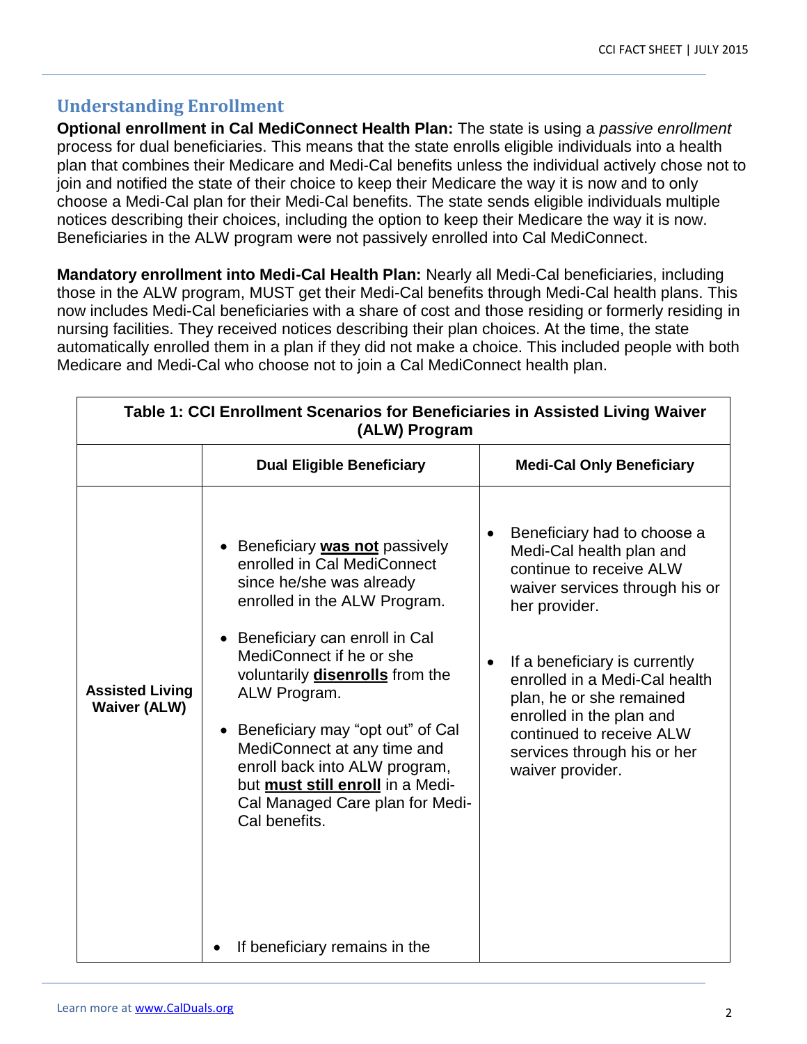## Understanding Enrollment

**Optional enrollment in Cal MediConnect Health Plan:** The state is using a *passive enrollment* process for dual beneficiaries. This means that the state enrolls eligible individuals into a health plan that combines their Medicare and Medi-Cal benefits unless the individual actively chose not to join and notified the state of their choice to keep their Medicare the way it is now and to only choose a Medi-Cal plan for their Medi-Cal benefits. The state sends eligible individuals multiple notices describing their choices, including the option to keep their Medicare the way it is now. Beneficiaries in the ALW program were not passively enrolled into Cal MediConnect.

**Mandatory enrollment into Medi-Cal Health Plan:** Nearly all Medi-Cal beneficiaries, including those in the ALW program, MUST get their Medi-Cal benefits through Medi-Cal health plans. This now includes Medi-Cal beneficiaries with a share of cost and those residing or formerly residing in nursing facilities. They received notices describing their plan choices. At the time, the state automatically enrolled them in a plan if they did not make a choice. This included people with both Medicare and Medi-Cal who choose not to join a Cal MediConnect health plan.

**Table 1: CCI Enrollment Scenarios for Beneficiaries in Assisted Living Waiver (ALW) Program**

| | Dual Eligible Beneficiary | Medi-Cal Only Beneficiary |
|---|---|---|
| **Assisted Living Waiver (ALW)** | • Beneficiary **was not** passively enrolled in Cal MediConnect since he/she was already enrolled in the ALW Program.<br><br>• Beneficiary can enroll in Cal MediConnect if he or she voluntarily **disenrolls** from the ALW Program.<br><br>• Beneficiary may "opt out" of Cal MediConnect at any time and enroll back into ALW program, but **must still enroll** in a Medi-Cal Managed Care plan for Medi-Cal benefits.<br><br>• If beneficiary remains in the | • Beneficiary had to choose a Medi-Cal health plan and continue to receive ALW waiver services through his or her provider.<br><br>• If a beneficiary is currently enrolled in a Medi-Cal health plan, he or she remained enrolled in the plan and continued to receive ALW services through his or her waiver provider. |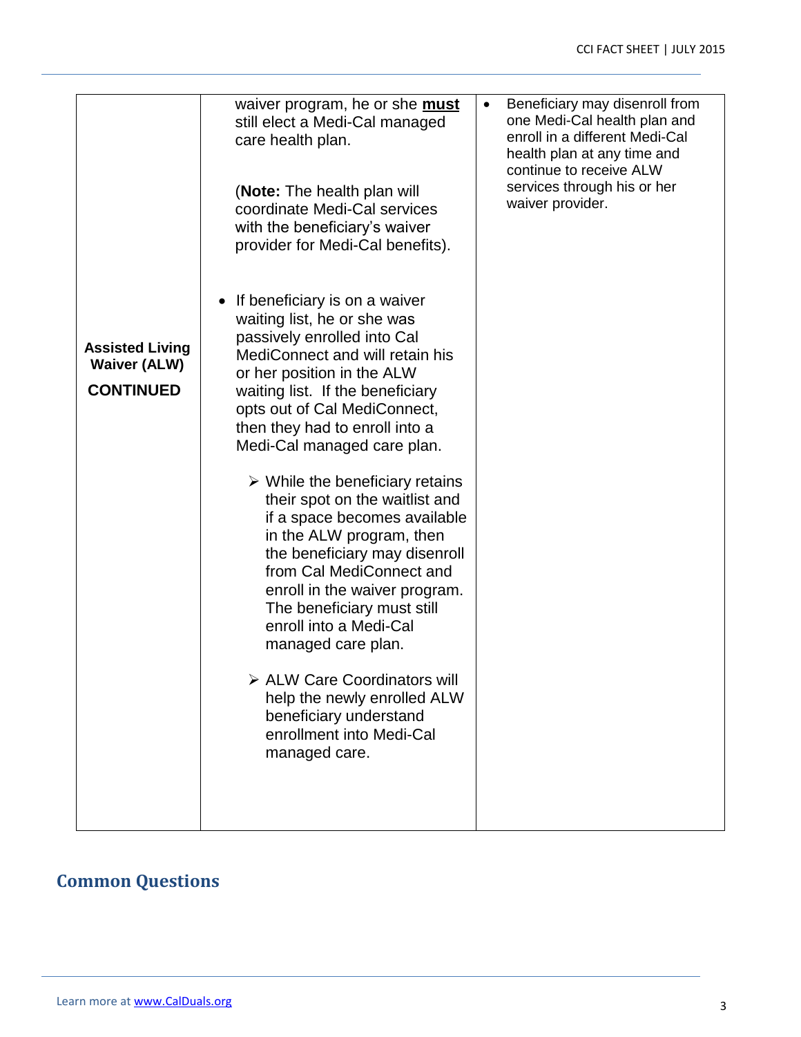| | | |
|---|---|---|
| **Assisted Living Waiver (ALW)** **CONTINUED** | waiver program, he or she **must** still elect a Medi-Cal managed care health plan. (**Note:** The health plan will coordinate Medi-Cal services with the beneficiary's waiver provider for Medi-Cal benefits). <br><br> • If beneficiary is on a waiver waiting list, he or she was passively enrolled into Cal MediConnect and will retain his or her position in the ALW waiting list. If the beneficiary opts out of Cal MediConnect, then they had to enroll into a Medi-Cal managed care plan. <br> ➢ While the beneficiary retains their spot on the waitlist and if a space becomes available in the ALW program, then the beneficiary may disenroll from Cal MediConnect and enroll in the waiver program. The beneficiary must still enroll into a Medi-Cal managed care plan. <br> ➢ ALW Care Coordinators will help the newly enrolled ALW beneficiary understand enrollment into Medi-Cal managed care. | • Beneficiary may disenroll from one Medi-Cal health plan and enroll in a different Medi-Cal health plan at any time and continue to receive ALW services through his or her waiver provider. |

## Common Questions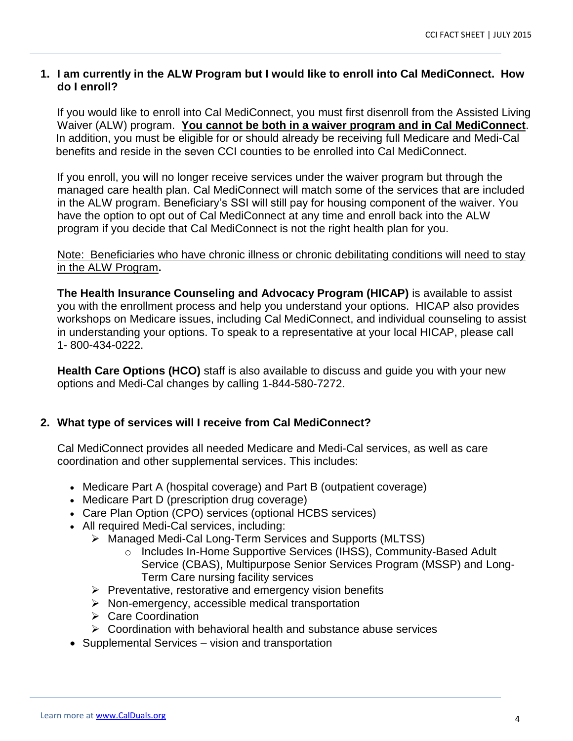1. **I am currently in the ALW Program but I would like to enroll into Cal MediConnect. How do I enroll?**

   If you would like to enroll into Cal MediConnect, you must first disenroll from the Assisted Living Waiver (ALW) program. **<u>You cannot be both in a waiver program and in Cal MediConnect</u>**. In addition, you must be eligible for or should already be receiving full Medicare and Medi-Cal benefits and reside in the seven CCI counties to be enrolled into Cal MediConnect.

   If you enroll, you will no longer receive services under the waiver program but through the managed care health plan. Cal MediConnect will match some of the services that are included in the ALW program. Beneficiary's SSI will still pay for housing component of the waiver. You have the option to opt out of Cal MediConnect at any time and enroll back into the ALW program if you decide that Cal MediConnect is not the right health plan for you.

   <u>Note: Beneficiaries who have chronic illness or chronic debilitating conditions will need to stay in the ALW Program</u>**.**

   **The Health Insurance Counseling and Advocacy Program (HICAP)** is available to assist you with the enrollment process and help you understand your options. HICAP also provides workshops on Medicare issues, including Cal MediConnect, and individual counseling to assist in understanding your options. To speak to a representative at your local HICAP, please call 1- 800-434-0222.

   **Health Care Options (HCO)** staff is also available to discuss and guide you with your new options and Medi-Cal changes by calling 1-844-580-7272.

2. **What type of services will I receive from Cal MediConnect?**

   Cal MediConnect provides all needed Medicare and Medi-Cal services, as well as care coordination and other supplemental services. This includes:

   - Medicare Part A (hospital coverage) and Part B (outpatient coverage)
   - Medicare Part D (prescription drug coverage)
   - Care Plan Option (CPO) services (optional HCBS services)
   - All required Medi-Cal services, including:
     - Managed Medi-Cal Long-Term Services and Supports (MLTSS)
       - Includes In-Home Supportive Services (IHSS), Community-Based Adult Service (CBAS), Multipurpose Senior Services Program (MSSP) and Long-Term Care nursing facility services
     - Preventative, restorative and emergency vision benefits
     - Non-emergency, accessible medical transportation
     - Care Coordination
     - Coordination with behavioral health and substance abuse services
   - Supplemental Services – vision and transportation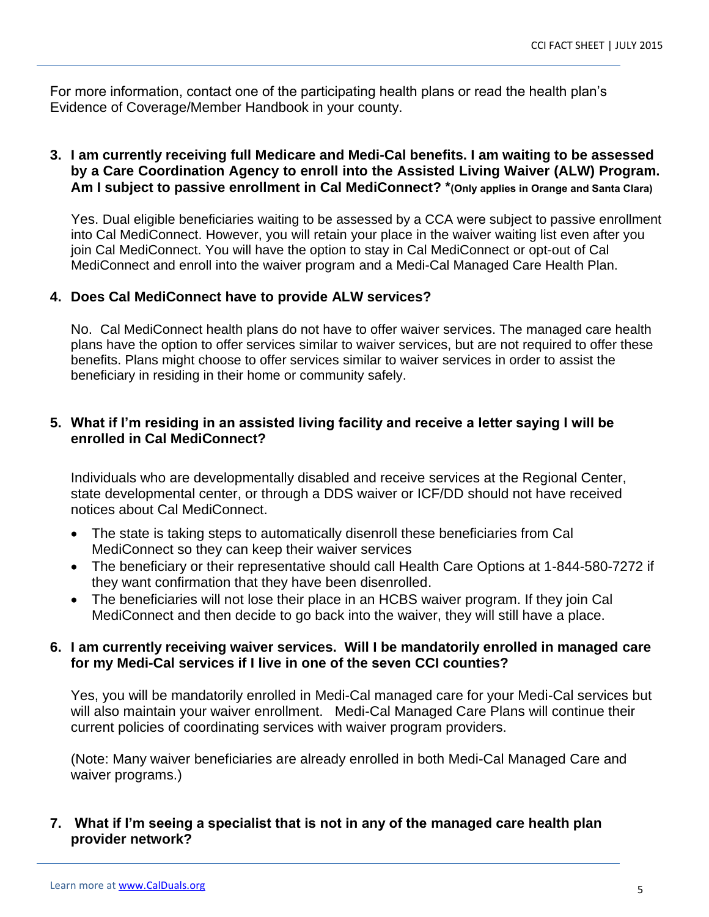For more information, contact one of the participating health plans or read the health plan's Evidence of Coverage/Member Handbook in your county.

**3. I am currently receiving full Medicare and Medi-Cal benefits. I am waiting to be assessed by a Care Coordination Agency to enroll into the Assisted Living Waiver (ALW) Program. Am I subject to passive enrollment in Cal MediConnect? \*(Only applies in Orange and Santa Clara)**

Yes. Dual eligible beneficiaries waiting to be assessed by a CCA were subject to passive enrollment into Cal MediConnect. However, you will retain your place in the waiver waiting list even after you join Cal MediConnect. You will have the option to stay in Cal MediConnect or opt-out of Cal MediConnect and enroll into the waiver program and a Medi-Cal Managed Care Health Plan.

**4. Does Cal MediConnect have to provide ALW services?**

No. Cal MediConnect health plans do not have to offer waiver services. The managed care health plans have the option to offer services similar to waiver services, but are not required to offer these benefits. Plans might choose to offer services similar to waiver services in order to assist the beneficiary in residing in their home or community safely.

**5. What if I'm residing in an assisted living facility and receive a letter saying I will be enrolled in Cal MediConnect?**

Individuals who are developmentally disabled and receive services at the Regional Center, state developmental center, or through a DDS waiver or ICF/DD should not have received notices about Cal MediConnect.

- The state is taking steps to automatically disenroll these beneficiaries from Cal MediConnect so they can keep their waiver services
- The beneficiary or their representative should call Health Care Options at 1-844-580-7272 if they want confirmation that they have been disenrolled.
- The beneficiaries will not lose their place in an HCBS waiver program. If they join Cal MediConnect and then decide to go back into the waiver, they will still have a place.

**6. I am currently receiving waiver services. Will I be mandatorily enrolled in managed care for my Medi-Cal services if I live in one of the seven CCI counties?**

Yes, you will be mandatorily enrolled in Medi-Cal managed care for your Medi-Cal services but will also maintain your waiver enrollment. Medi-Cal Managed Care Plans will continue their current policies of coordinating services with waiver program providers.

(Note: Many waiver beneficiaries are already enrolled in both Medi-Cal Managed Care and waiver programs.)

**7. What if I'm seeing a specialist that is not in any of the managed care health plan provider network?**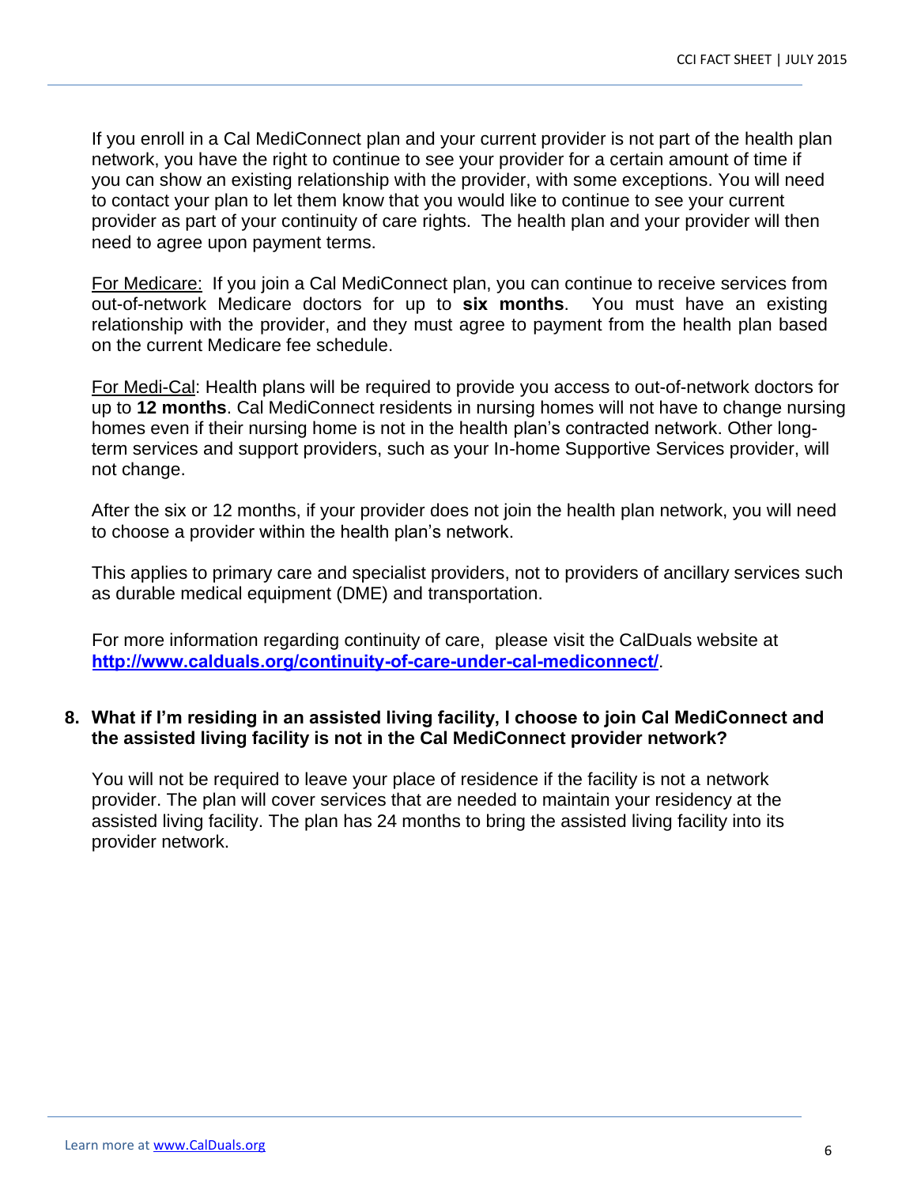If you enroll in a Cal MediConnect plan and your current provider is not part of the health plan network, you have the right to continue to see your provider for a certain amount of time if you can show an existing relationship with the provider, with some exceptions. You will need to contact your plan to let them know that you would like to continue to see your current provider as part of your continuity of care rights. The health plan and your provider will then need to agree upon payment terms.

<u>For Medicare:</u> If you join a Cal MediConnect plan, you can continue to receive services from out-of-network Medicare doctors for up to **six months**. You must have an existing relationship with the provider, and they must agree to payment from the health plan based on the current Medicare fee schedule.

<u>For Medi-Cal</u>: Health plans will be required to provide you access to out-of-network doctors for up to **12 months**. Cal MediConnect residents in nursing homes will not have to change nursing homes even if their nursing home is not in the health plan's contracted network. Other long-term services and support providers, such as your In-home Supportive Services provider, will not change.

After the six or 12 months, if your provider does not join the health plan network, you will need to choose a provider within the health plan's network.

This applies to primary care and specialist providers, not to providers of ancillary services such as durable medical equipment (DME) and transportation.

For more information regarding continuity of care, please visit the CalDuals website at **http://www.calduals.org/continuity-of-care-under-cal-mediconnect/**.

**8. What if I'm residing in an assisted living facility, I choose to join Cal MediConnect and the assisted living facility is not in the Cal MediConnect provider network?**

You will not be required to leave your place of residence if the facility is not a network provider. The plan will cover services that are needed to maintain your residency at the assisted living facility. The plan has 24 months to bring the assisted living facility into its provider network.